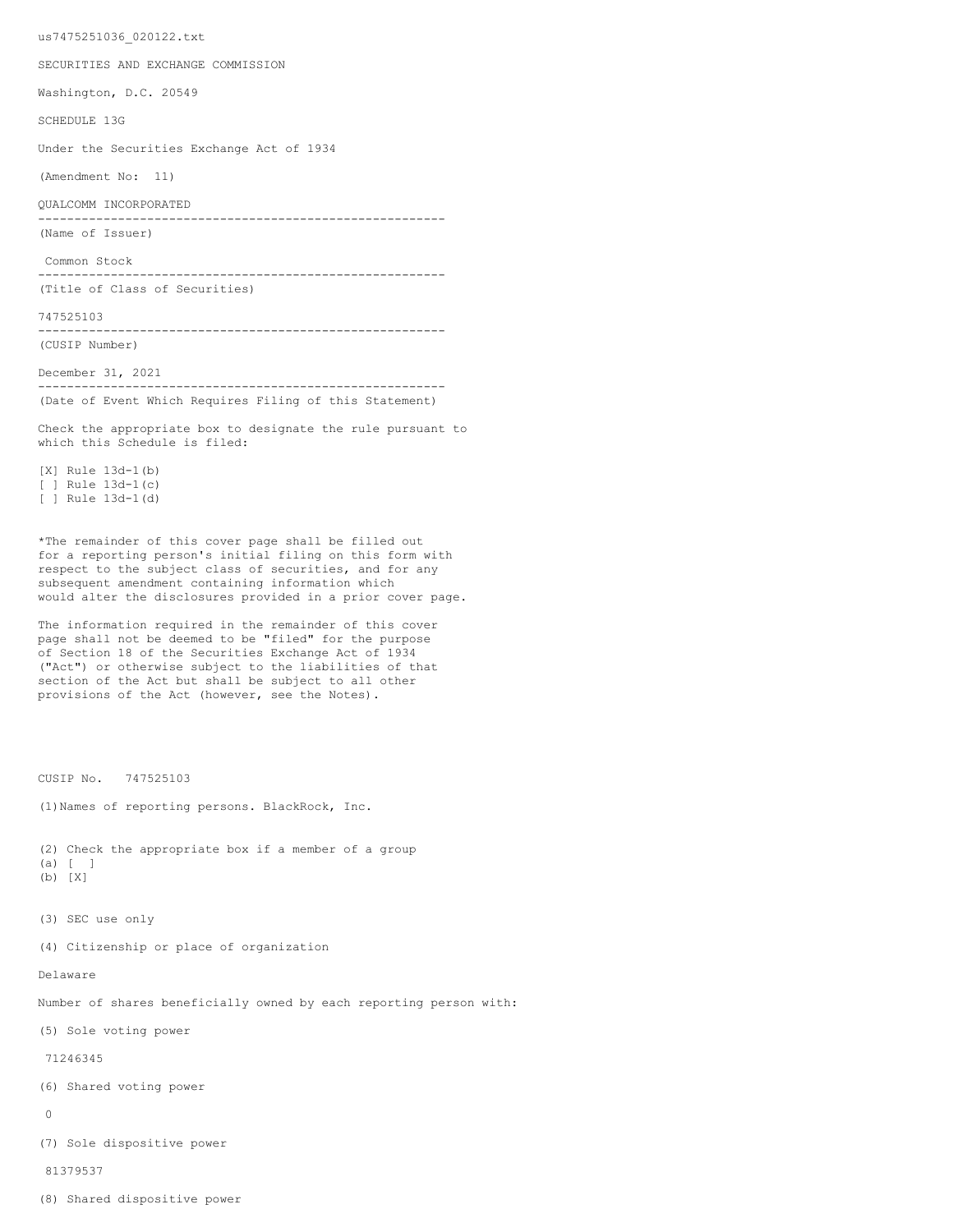us7475251036_020122.txt

SECURITIES AND EXCHANGE COMMISSION

Washington, D.C. 20549

SCHEDULE 13G

Under the Securities Exchange Act of 1934

(Amendment No: 11)

QUALCOMM INCORPORATED

---

(Name of Issuer)

Common Stock

---

(Title of Class of Securities)

747525103

---

(CUSIP Number)

December 31, 2021

---

(Date of Event Which Requires Filing of this Statement)

Check the appropriate box to designate the rule pursuant to which this Schedule is filed:

[X] Rule 13d-1(b)
[ ] Rule 13d-1(c)
[ ] Rule 13d-1(d)

*The remainder of this cover page shall be filled out for a reporting person's initial filing on this form with respect to the subject class of securities, and for any subsequent amendment containing information which would alter the disclosures provided in a prior cover page.

The information required in the remainder of this cover page shall not be deemed to be "filed" for the purpose of Section 18 of the Securities Exchange Act of 1934 ("Act") or otherwise subject to the liabilities of that section of the Act but shall be subject to all other provisions of the Act (however, see the Notes).

CUSIP No. 747525103

(1)Names of reporting persons. BlackRock, Inc.

(2) Check the appropriate box if a member of a group
(a) [ ]
(b) [X]

(3) SEC use only

(4) Citizenship or place of organization

Delaware

Number of shares beneficially owned by each reporting person with:

(5) Sole voting power

71246345

(6) Shared voting power

0

(7) Sole dispositive power

81379537

(8) Shared dispositive power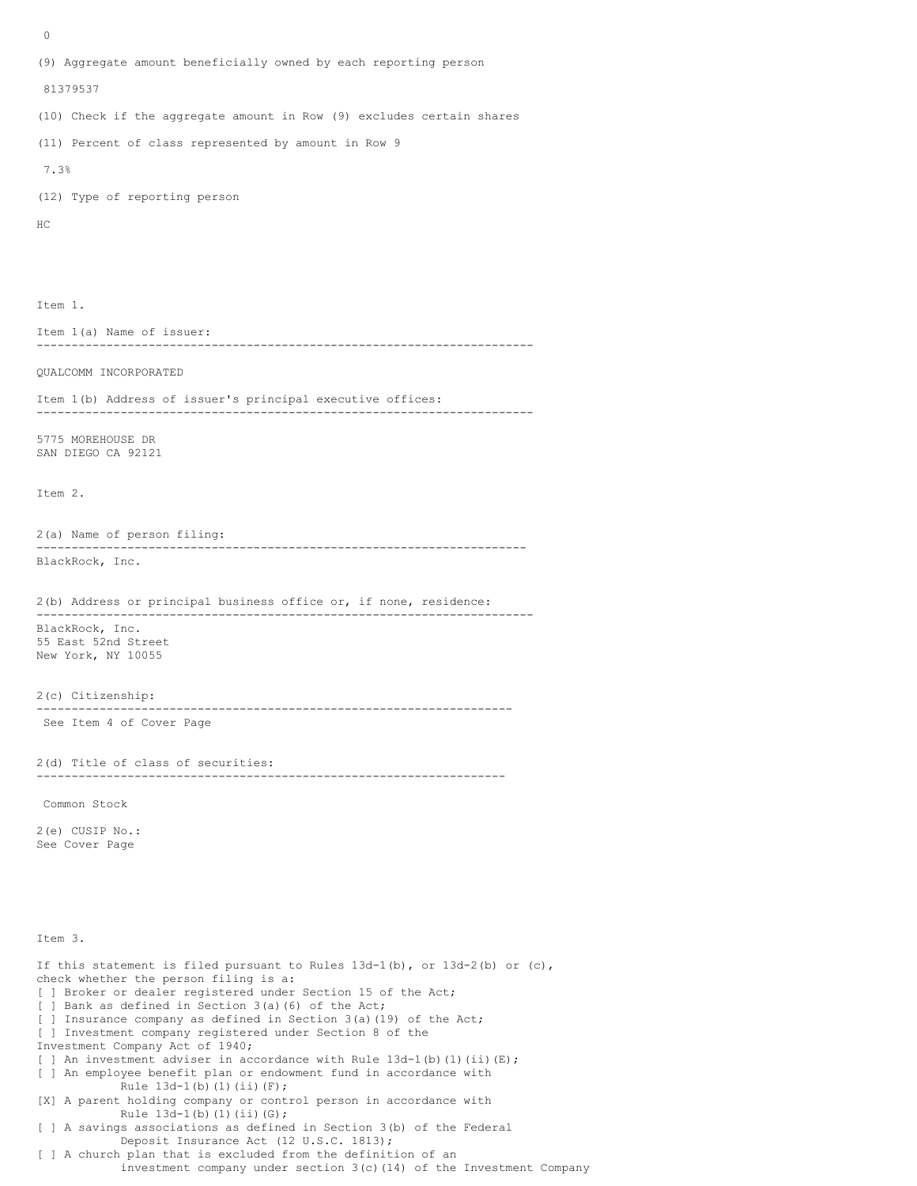0

(9) Aggregate amount beneficially owned by each reporting person

81379537

(10) Check if the aggregate amount in Row (9) excludes certain shares

(11) Percent of class represented by amount in Row 9

7.3%

(12) Type of reporting person

HC

Item 1.

Item 1(a) Name of issuer:

---

QUALCOMM INCORPORATED

Item 1(b) Address of issuer's principal executive offices:

---

5775 MOREHOUSE DR
SAN DIEGO CA 92121

Item 2.

2(a) Name of person filing:

---

BlackRock, Inc.

2(b) Address or principal business office or, if none, residence:

---

BlackRock, Inc.
55 East 52nd Street
New York, NY 10055

2(c) Citizenship:

---

See Item 4 of Cover Page

2(d) Title of class of securities:

---

Common Stock

2(e) CUSIP No.:
See Cover Page

Item 3.

If this statement is filed pursuant to Rules 13d-1(b), or 13d-2(b) or (c), check whether the person filing is a:
[ ] Broker or dealer registered under Section 15 of the Act;
[ ] Bank as defined in Section 3(a)(6) of the Act;
[ ] Insurance company as defined in Section 3(a)(19) of the Act;
[ ] Investment company registered under Section 8 of the Investment Company Act of 1940;
[ ] An investment adviser in accordance with Rule 13d-1(b)(1)(ii)(E);
[ ] An employee benefit plan or endowment fund in accordance with Rule 13d-1(b)(1)(ii)(F);
[X] A parent holding company or control person in accordance with Rule 13d-1(b)(1)(ii)(G);
[ ] A savings associations as defined in Section 3(b) of the Federal Deposit Insurance Act (12 U.S.C. 1813);
[ ] A church plan that is excluded from the definition of an investment company under section 3(c)(14) of the Investment Company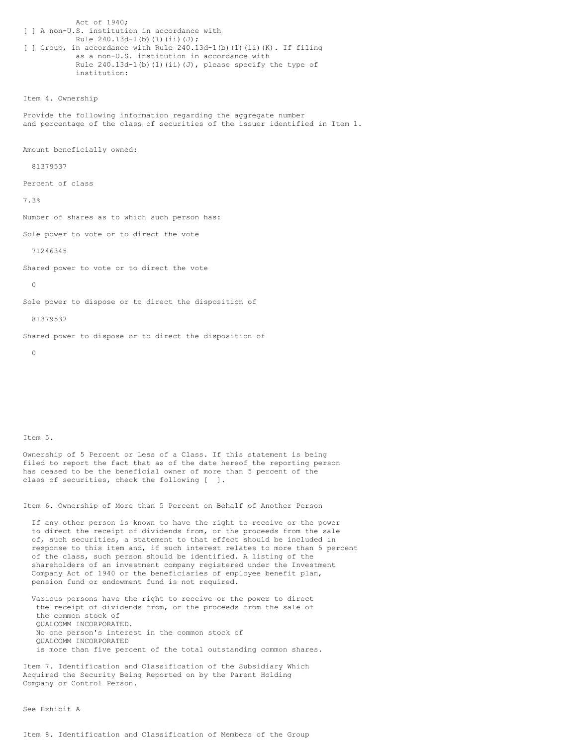Act of 1940;

[ ] A non-U.S. institution in accordance with Rule 240.13d-1(b)(1)(ii)(J);

[ ] Group, in accordance with Rule 240.13d-1(b)(1)(ii)(K). If filing as a non-U.S. institution in accordance with Rule 240.13d-1(b)(1)(ii)(J), please specify the type of institution:

Item 4. Ownership

Provide the following information regarding the aggregate number and percentage of the class of securities of the issuer identified in Item 1.

Amount beneficially owned:

81379537

Percent of class

7.3%

Number of shares as to which such person has:

Sole power to vote or to direct the vote

71246345

Shared power to vote or to direct the vote

0

Sole power to dispose or to direct the disposition of

81379537

Shared power to dispose or to direct the disposition of

0

Item 5.

Ownership of 5 Percent or Less of a Class. If this statement is being filed to report the fact that as of the date hereof the reporting person has ceased to be the beneficial owner of more than 5 percent of the class of securities, check the following [ ].

Item 6. Ownership of More than 5 Percent on Behalf of Another Person

If any other person is known to have the right to receive or the power to direct the receipt of dividends from, or the proceeds from the sale of, such securities, a statement to that effect should be included in response to this item and, if such interest relates to more than 5 percent of the class, such person should be identified. A listing of the shareholders of an investment company registered under the Investment Company Act of 1940 or the beneficiaries of employee benefit plan, pension fund or endowment fund is not required.

Various persons have the right to receive or the power to direct the receipt of dividends from, or the proceeds from the sale of the common stock of QUALCOMM INCORPORATED. No one person's interest in the common stock of QUALCOMM INCORPORATED is more than five percent of the total outstanding common shares.

Item 7. Identification and Classification of the Subsidiary Which Acquired the Security Being Reported on by the Parent Holding Company or Control Person.

See Exhibit A

Item 8. Identification and Classification of Members of the Group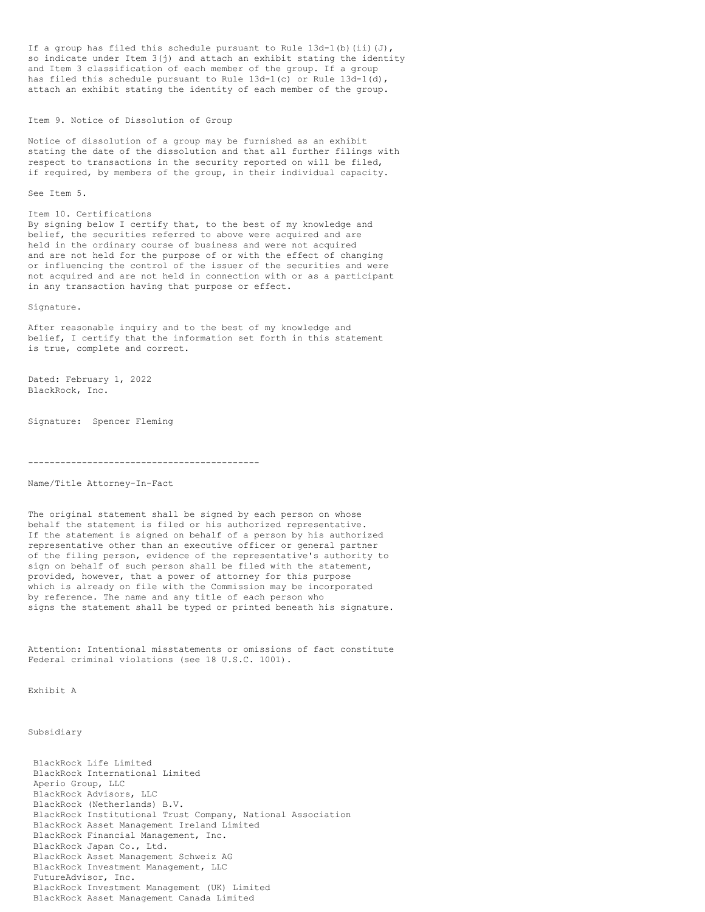If a group has filed this schedule pursuant to Rule 13d-1(b)(ii)(J), so indicate under Item 3(j) and attach an exhibit stating the identity and Item 3 classification of each member of the group. If a group has filed this schedule pursuant to Rule 13d-1(c) or Rule 13d-1(d), attach an exhibit stating the identity of each member of the group.

Item 9. Notice of Dissolution of Group

Notice of dissolution of a group may be furnished as an exhibit stating the date of the dissolution and that all further filings with respect to transactions in the security reported on will be filed, if required, by members of the group, in their individual capacity.

See Item 5.

Item 10. Certifications
By signing below I certify that, to the best of my knowledge and belief, the securities referred to above were acquired and are held in the ordinary course of business and were not acquired and are not held for the purpose of or with the effect of changing or influencing the control of the issuer of the securities and were not acquired and are not held in connection with or as a participant in any transaction having that purpose or effect.

Signature.

After reasonable inquiry and to the best of my knowledge and belief, I certify that the information set forth in this statement is true, complete and correct.

Dated: February 1, 2022
BlackRock, Inc.

Signature: Spencer Fleming

-------------------------------------------

Name/Title Attorney-In-Fact

The original statement shall be signed by each person on whose behalf the statement is filed or his authorized representative. If the statement is signed on behalf of a person by his authorized representative other than an executive officer or general partner of the filing person, evidence of the representative's authority to sign on behalf of such person shall be filed with the statement, provided, however, that a power of attorney for this purpose which is already on file with the Commission may be incorporated by reference. The name and any title of each person who signs the statement shall be typed or printed beneath his signature.

Attention: Intentional misstatements or omissions of fact constitute Federal criminal violations (see 18 U.S.C. 1001).

Exhibit A

Subsidiary

BlackRock Life Limited
BlackRock International Limited
Aperio Group, LLC
BlackRock Advisors, LLC
BlackRock (Netherlands) B.V.
BlackRock Institutional Trust Company, National Association
BlackRock Asset Management Ireland Limited
BlackRock Financial Management, Inc.
BlackRock Japan Co., Ltd.
BlackRock Asset Management Schweiz AG
BlackRock Investment Management, LLC
FutureAdvisor, Inc.
BlackRock Investment Management (UK) Limited
BlackRock Asset Management Canada Limited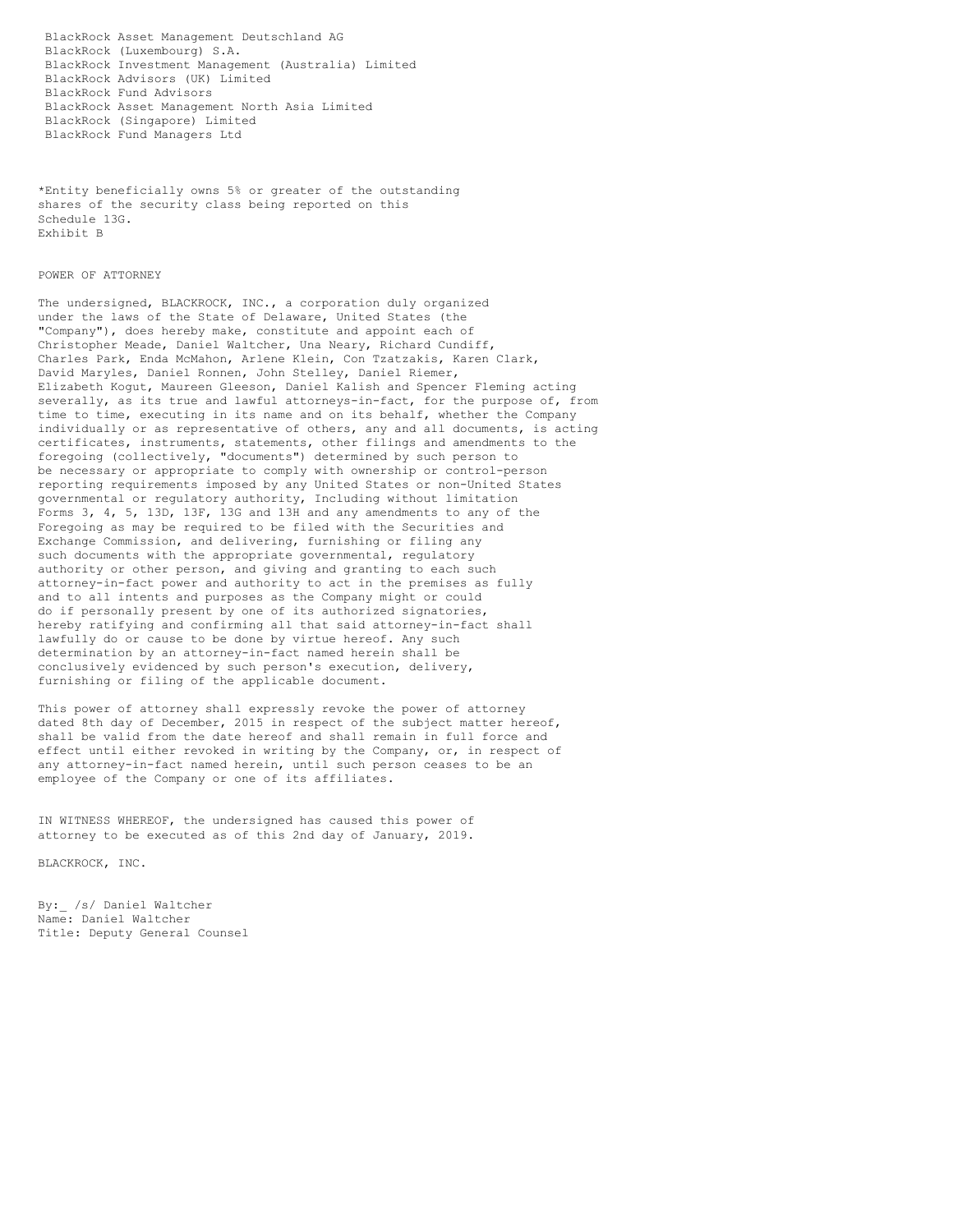BlackRock Asset Management Deutschland AG
BlackRock (Luxembourg) S.A.
BlackRock Investment Management (Australia) Limited
BlackRock Advisors (UK) Limited
BlackRock Fund Advisors
BlackRock Asset Management North Asia Limited
BlackRock (Singapore) Limited
BlackRock Fund Managers Ltd

*Entity beneficially owns 5% or greater of the outstanding shares of the security class being reported on this Schedule 13G.

Exhibit B

POWER OF ATTORNEY

The undersigned, BLACKROCK, INC., a corporation duly organized under the laws of the State of Delaware, United States (the "Company"), does hereby make, constitute and appoint each of Christopher Meade, Daniel Waltcher, Una Neary, Richard Cundiff, Charles Park, Enda McMahon, Arlene Klein, Con Tzatzakis, Karen Clark, David Maryles, Daniel Ronnen, John Stelley, Daniel Riemer, Elizabeth Kogut, Maureen Gleeson, Daniel Kalish and Spencer Fleming acting severally, as its true and lawful attorneys-in-fact, for the purpose of, from time to time, executing in its name and on its behalf, whether the Company individually or as representative of others, any and all documents, is acting certificates, instruments, statements, other filings and amendments to the foregoing (collectively, "documents") determined by such person to be necessary or appropriate to comply with ownership or control-person reporting requirements imposed by any United States or non-United States governmental or regulatory authority, Including without limitation Forms 3, 4, 5, 13D, 13F, 13G and 13H and any amendments to any of the Foregoing as may be required to be filed with the Securities and Exchange Commission, and delivering, furnishing or filing any such documents with the appropriate governmental, regulatory authority or other person, and giving and granting to each such attorney-in-fact power and authority to act in the premises as fully and to all intents and purposes as the Company might or could do if personally present by one of its authorized signatories, hereby ratifying and confirming all that said attorney-in-fact shall lawfully do or cause to be done by virtue hereof. Any such determination by an attorney-in-fact named herein shall be conclusively evidenced by such person's execution, delivery, furnishing or filing of the applicable document.

This power of attorney shall expressly revoke the power of attorney dated 8th day of December, 2015 in respect of the subject matter hereof, shall be valid from the date hereof and shall remain in full force and effect until either revoked in writing by the Company, or, in respect of any attorney-in-fact named herein, until such person ceases to be an employee of the Company or one of its affiliates.

IN WITNESS WHEREOF, the undersigned has caused this power of attorney to be executed as of this 2nd day of January, 2019.

BLACKROCK, INC.

By:_ /s/ Daniel Waltcher
Name: Daniel Waltcher
Title: Deputy General Counsel